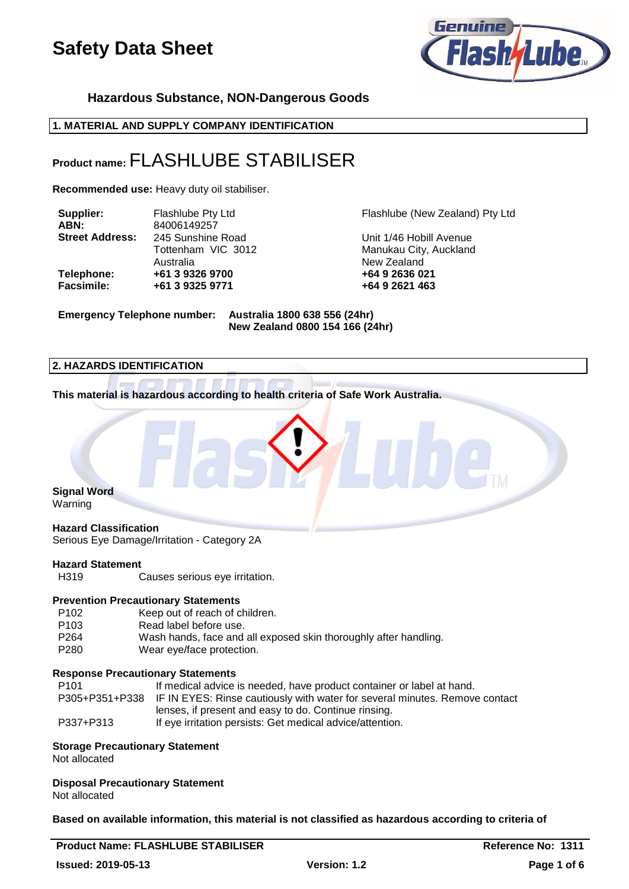# Safety Data Sheet

### Hazardous Substance, NON-Dangerous Goods

## 1. MATERIAL AND SUPPLY COMPANY IDENTIFICATION

**Product name:** FLASHLUBE STABILISER

**Recommended use:** Heavy duty oil stabiliser.

| | | |
|---|---|---|
| **Supplier:** | Flashlube Pty Ltd | Flashlube (New Zealand) Pty Ltd |
| **ABN:** | 84006149257 | |
| **Street Address:** | 245 Sunshine Road<br>Tottenham VIC 3012<br>Australia | Unit 1/46 Hobill Avenue<br>Manukau City, Auckland<br>New Zealand |
| **Telephone:** | **+61 3 9326 9700** | **+64 9 2636 021** |
| **Facsimile:** | **+61 3 9325 9771** | **+64 9 2621 463** |

**Emergency Telephone number:** **Australia 1800 638 556 (24hr)**
**New Zealand 0800 154 166 (24hr)**

## 2. HAZARDS IDENTIFICATION

**This material is hazardous according to health criteria of Safe Work Australia.**

**Signal Word**
Warning

**Hazard Classification**
Serious Eye Damage/Irritation - Category 2A

**Hazard Statement**

| | |
|---|---|
| H319 | Causes serious eye irritation. |

**Prevention Precautionary Statements**

| | |
|---|---|
| P102 | Keep out of reach of children. |
| P103 | Read label before use. |
| P264 | Wash hands, face and all exposed skin thoroughly after handling. |
| P280 | Wear eye/face protection. |

**Response Precautionary Statements**

| | |
|---|---|
| P101 | If medical advice is needed, have product container or label at hand. |
| P305+P351+P338 | IF IN EYES: Rinse cautiously with water for several minutes. Remove contact lenses, if present and easy to do. Continue rinsing. |
| P337+P313 | If eye irritation persists: Get medical advice/attention. |

**Storage Precautionary Statement**
Not allocated

**Disposal Precautionary Statement**
Not allocated

**Based on available information, this material is not classified as hazardous according to criteria of**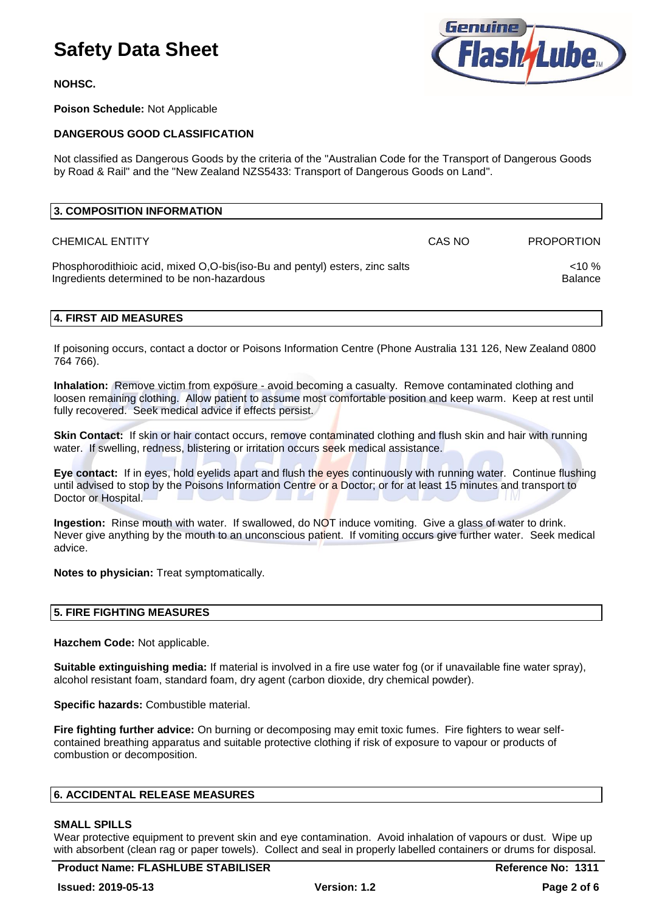NOHSC.

**Poison Schedule:** Not Applicable

**DANGEROUS GOOD CLASSIFICATION**

Not classified as Dangerous Goods by the criteria of the "Australian Code for the Transport of Dangerous Goods by Road & Rail" and the "New Zealand NZS5433: Transport of Dangerous Goods on Land".

## 3. COMPOSITION INFORMATION

| CHEMICAL ENTITY | CAS NO | PROPORTION |
|---|---|---|
| Phosphorodithioic acid, mixed O,O-bis(iso-Bu and pentyl) esters, zinc salts | | <10 % |
| Ingredients determined to be non-hazardous | | Balance |

## 4. FIRST AID MEASURES

If poisoning occurs, contact a doctor or Poisons Information Centre (Phone Australia 131 126, New Zealand 0800 764 766).

**Inhalation:** Remove victim from exposure - avoid becoming a casualty. Remove contaminated clothing and loosen remaining clothing. Allow patient to assume most comfortable position and keep warm. Keep at rest until fully recovered. Seek medical advice if effects persist.

**Skin Contact:** If skin or hair contact occurs, remove contaminated clothing and flush skin and hair with running water. If swelling, redness, blistering or irritation occurs seek medical assistance.

**Eye contact:** If in eyes, hold eyelids apart and flush the eyes continuously with running water. Continue flushing until advised to stop by the Poisons Information Centre or a Doctor; or for at least 15 minutes and transport to Doctor or Hospital.

**Ingestion:** Rinse mouth with water. If swallowed, do NOT induce vomiting. Give a glass of water to drink. Never give anything by the mouth to an unconscious patient. If vomiting occurs give further water. Seek medical advice.

**Notes to physician:** Treat symptomatically.

## 5. FIRE FIGHTING MEASURES

**Hazchem Code:** Not applicable.

**Suitable extinguishing media:** If material is involved in a fire use water fog (or if unavailable fine water spray), alcohol resistant foam, standard foam, dry agent (carbon dioxide, dry chemical powder).

**Specific hazards:** Combustible material.

**Fire fighting further advice:** On burning or decomposing may emit toxic fumes. Fire fighters to wear self-contained breathing apparatus and suitable protective clothing if risk of exposure to vapour or products of combustion or decomposition.

## 6. ACCIDENTAL RELEASE MEASURES

**SMALL SPILLS**

Wear protective equipment to prevent skin and eye contamination. Avoid inhalation of vapours or dust. Wipe up with absorbent (clean rag or paper towels). Collect and seal in properly labelled containers or drums for disposal.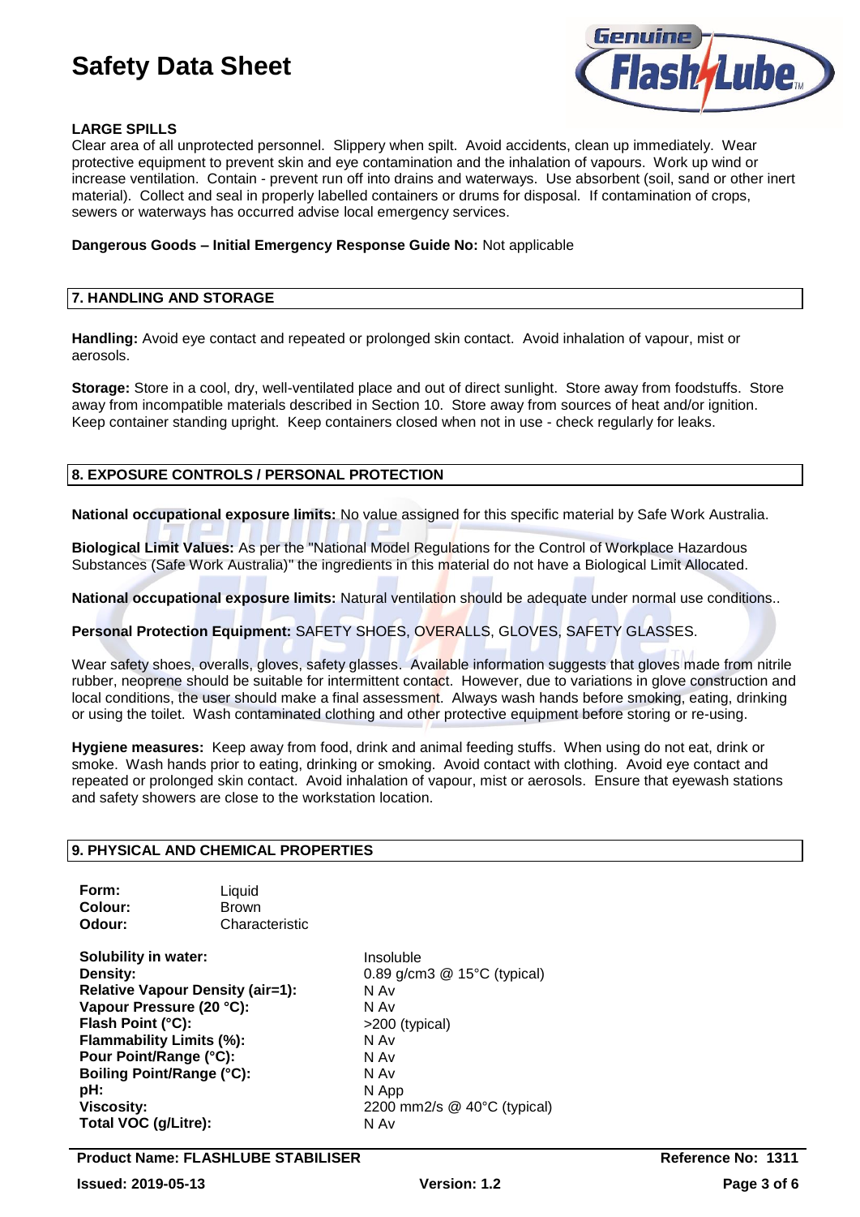**LARGE SPILLS**

Clear area of all unprotected personnel. Slippery when spilt. Avoid accidents, clean up immediately. Wear protective equipment to prevent skin and eye contamination and the inhalation of vapours. Work up wind or increase ventilation. Contain - prevent run off into drains and waterways. Use absorbent (soil, sand or other inert material). Collect and seal in properly labelled containers or drums for disposal. If contamination of crops, sewers or waterways has occurred advise local emergency services.

**Dangerous Goods – Initial Emergency Response Guide No:** Not applicable

## 7. HANDLING AND STORAGE

**Handling:** Avoid eye contact and repeated or prolonged skin contact. Avoid inhalation of vapour, mist or aerosols.

**Storage:** Store in a cool, dry, well-ventilated place and out of direct sunlight. Store away from foodstuffs. Store away from incompatible materials described in Section 10. Store away from sources of heat and/or ignition. Keep container standing upright. Keep containers closed when not in use - check regularly for leaks.

## 8. EXPOSURE CONTROLS / PERSONAL PROTECTION

**National occupational exposure limits:** No value assigned for this specific material by Safe Work Australia.

**Biological Limit Values:** As per the "National Model Regulations for the Control of Workplace Hazardous Substances (Safe Work Australia)" the ingredients in this material do not have a Biological Limit Allocated.

**National occupational exposure limits:** Natural ventilation should be adequate under normal use conditions..

**Personal Protection Equipment:** SAFETY SHOES, OVERALLS, GLOVES, SAFETY GLASSES.

Wear safety shoes, overalls, gloves, safety glasses. Available information suggests that gloves made from nitrile rubber, neoprene should be suitable for intermittent contact. However, due to variations in glove construction and local conditions, the user should make a final assessment. Always wash hands before smoking, eating, drinking or using the toilet. Wash contaminated clothing and other protective equipment before storing or re-using.

**Hygiene measures:** Keep away from food, drink and animal feeding stuffs. When using do not eat, drink or smoke. Wash hands prior to eating, drinking or smoking. Avoid contact with clothing. Avoid eye contact and repeated or prolonged skin contact. Avoid inhalation of vapour, mist or aerosols. Ensure that eyewash stations and safety showers are close to the workstation location.

## 9. PHYSICAL AND CHEMICAL PROPERTIES

| | |
|---|---|
| **Form:** | Liquid |
| **Colour:** | Brown |
| **Odour:** | Characteristic |

| | |
|---|---|
| **Solubility in water:** | Insoluble |
| **Density:** | 0.89 g/cm3 @ 15°C (typical) |
| **Relative Vapour Density (air=1):** | N Av |
| **Vapour Pressure (20 °C):** | N Av |
| **Flash Point (°C):** | >200 (typical) |
| **Flammability Limits (%):** | N Av |
| **Pour Point/Range (°C):** | N Av |
| **Boiling Point/Range (°C):** | N Av |
| **pH:** | N App |
| **Viscosity:** | 2200 mm2/s @ 40°C (typical) |
| **Total VOC (g/Litre):** | N Av |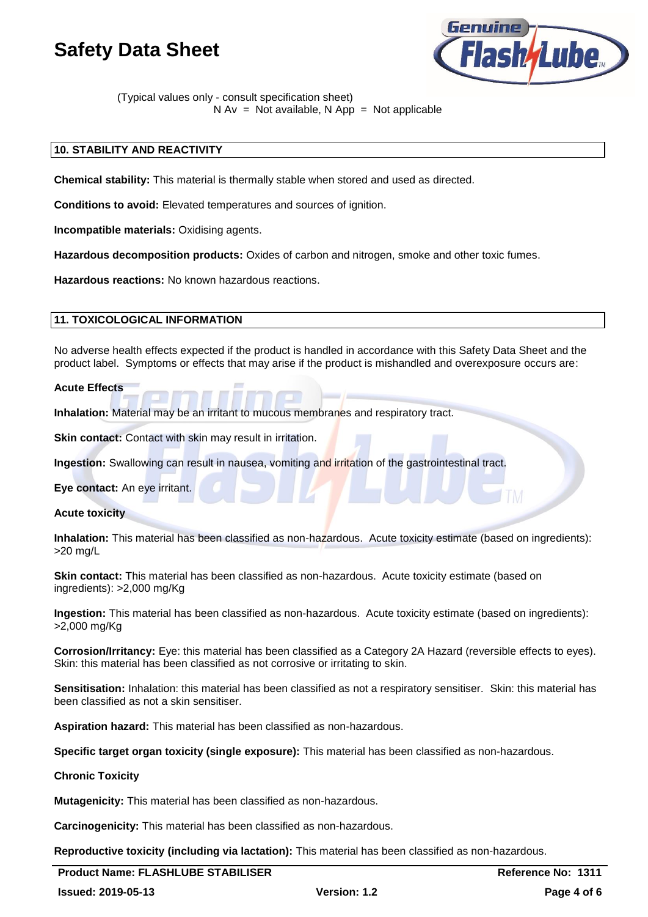(Typical values only - consult specification sheet)
N Av = Not available, N App = Not applicable

## 10. STABILITY AND REACTIVITY

**Chemical stability:** This material is thermally stable when stored and used as directed.

**Conditions to avoid:** Elevated temperatures and sources of ignition.

**Incompatible materials:** Oxidising agents.

**Hazardous decomposition products:** Oxides of carbon and nitrogen, smoke and other toxic fumes.

**Hazardous reactions:** No known hazardous reactions.

## 11. TOXICOLOGICAL INFORMATION

No adverse health effects expected if the product is handled in accordance with this Safety Data Sheet and the product label. Symptoms or effects that may arise if the product is mishandled and overexposure occurs are:

**Acute Effects**

**Inhalation:** Material may be an irritant to mucous membranes and respiratory tract.

**Skin contact:** Contact with skin may result in irritation.

**Ingestion:** Swallowing can result in nausea, vomiting and irritation of the gastrointestinal tract.

**Eye contact:** An eye irritant.

**Acute toxicity**

**Inhalation:** This material has been classified as non-hazardous. Acute toxicity estimate (based on ingredients): >20 mg/L

**Skin contact:** This material has been classified as non-hazardous. Acute toxicity estimate (based on ingredients): >2,000 mg/Kg

**Ingestion:** This material has been classified as non-hazardous. Acute toxicity estimate (based on ingredients): >2,000 mg/Kg

**Corrosion/Irritancy:** Eye: this material has been classified as a Category 2A Hazard (reversible effects to eyes). Skin: this material has been classified as not corrosive or irritating to skin.

**Sensitisation:** Inhalation: this material has been classified as not a respiratory sensitiser. Skin: this material has been classified as not a skin sensitiser.

**Aspiration hazard:** This material has been classified as non-hazardous.

**Specific target organ toxicity (single exposure):** This material has been classified as non-hazardous.

**Chronic Toxicity**

**Mutagenicity:** This material has been classified as non-hazardous.

**Carcinogenicity:** This material has been classified as non-hazardous.

**Reproductive toxicity (including via lactation):** This material has been classified as non-hazardous.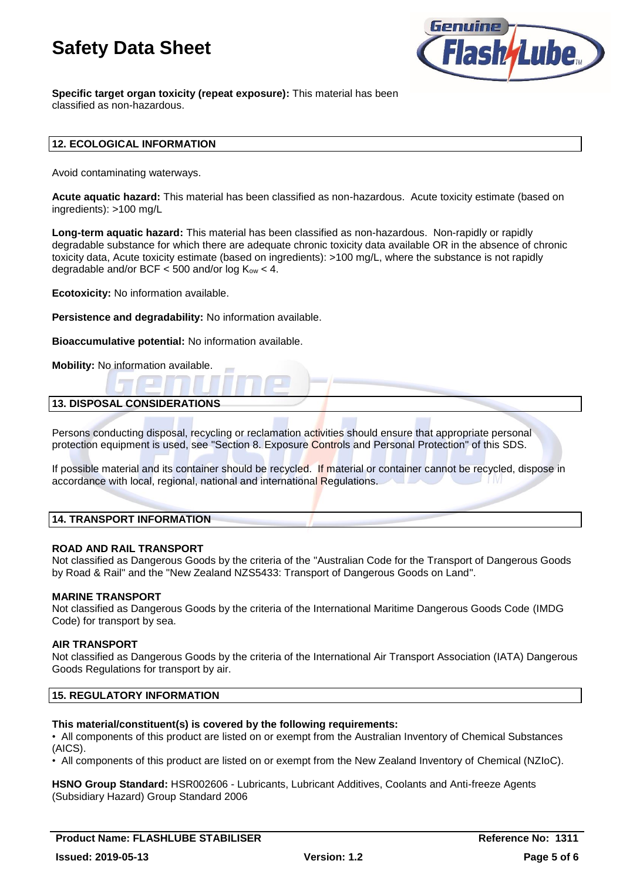**Specific target organ toxicity (repeat exposure):** This material has been classified as non-hazardous.

## 12. ECOLOGICAL INFORMATION

Avoid contaminating waterways.

**Acute aquatic hazard:** This material has been classified as non-hazardous. Acute toxicity estimate (based on ingredients): >100 mg/L

**Long-term aquatic hazard:** This material has been classified as non-hazardous. Non-rapidly or rapidly degradable substance for which there are adequate chronic toxicity data available OR in the absence of chronic toxicity data, Acute toxicity estimate (based on ingredients): >100 mg/L, where the substance is not rapidly degradable and/or BCF < 500 and/or log $K_{ow}$ < 4.

**Ecotoxicity:** No information available.

**Persistence and degradability:** No information available.

**Bioaccumulative potential:** No information available.

**Mobility:** No information available.

## 13. DISPOSAL CONSIDERATIONS

Persons conducting disposal, recycling or reclamation activities should ensure that appropriate personal protection equipment is used, see "Section 8. Exposure Controls and Personal Protection" of this SDS.

If possible material and its container should be recycled. If material or container cannot be recycled, dispose in accordance with local, regional, national and international Regulations.

## 14. TRANSPORT INFORMATION

**ROAD AND RAIL TRANSPORT**

Not classified as Dangerous Goods by the criteria of the "Australian Code for the Transport of Dangerous Goods by Road & Rail" and the "New Zealand NZS5433: Transport of Dangerous Goods on Land".

**MARINE TRANSPORT**

Not classified as Dangerous Goods by the criteria of the International Maritime Dangerous Goods Code (IMDG Code) for transport by sea.

**AIR TRANSPORT**

Not classified as Dangerous Goods by the criteria of the International Air Transport Association (IATA) Dangerous Goods Regulations for transport by air.

## 15. REGULATORY INFORMATION

**This material/constituent(s) is covered by the following requirements:**

- All components of this product are listed on or exempt from the Australian Inventory of Chemical Substances (AICS).
- All components of this product are listed on or exempt from the New Zealand Inventory of Chemical (NZIoC).

**HSNO Group Standard:** HSR002606 - Lubricants, Lubricant Additives, Coolants and Anti-freeze Agents (Subsidiary Hazard) Group Standard 2006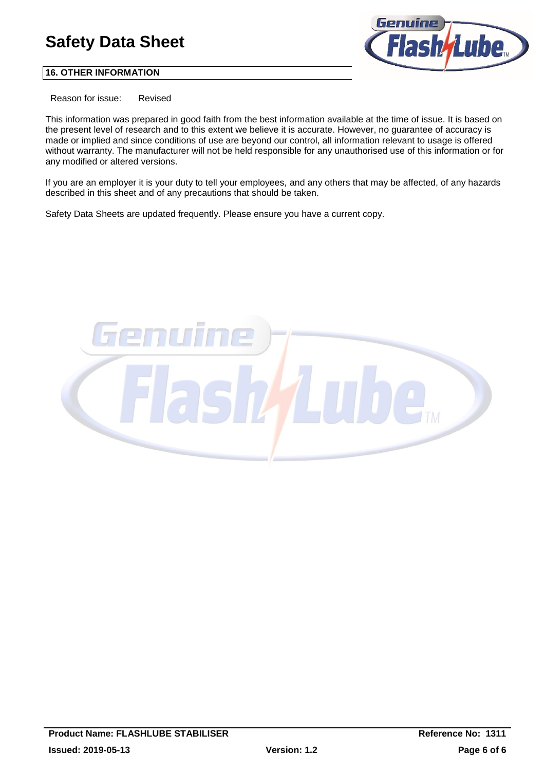## 16. OTHER INFORMATION

Reason for issue: Revised

This information was prepared in good faith from the best information available at the time of issue. It is based on the present level of research and to this extent we believe it is accurate. However, no guarantee of accuracy is made or implied and since conditions of use are beyond our control, all information relevant to usage is offered without warranty. The manufacturer will not be held responsible for any unauthorised use of this information or for any modified or altered versions.

If you are an employer it is your duty to tell your employees, and any others that may be affected, of any hazards described in this sheet and of any precautions that should be taken.

Safety Data Sheets are updated frequently. Please ensure you have a current copy.